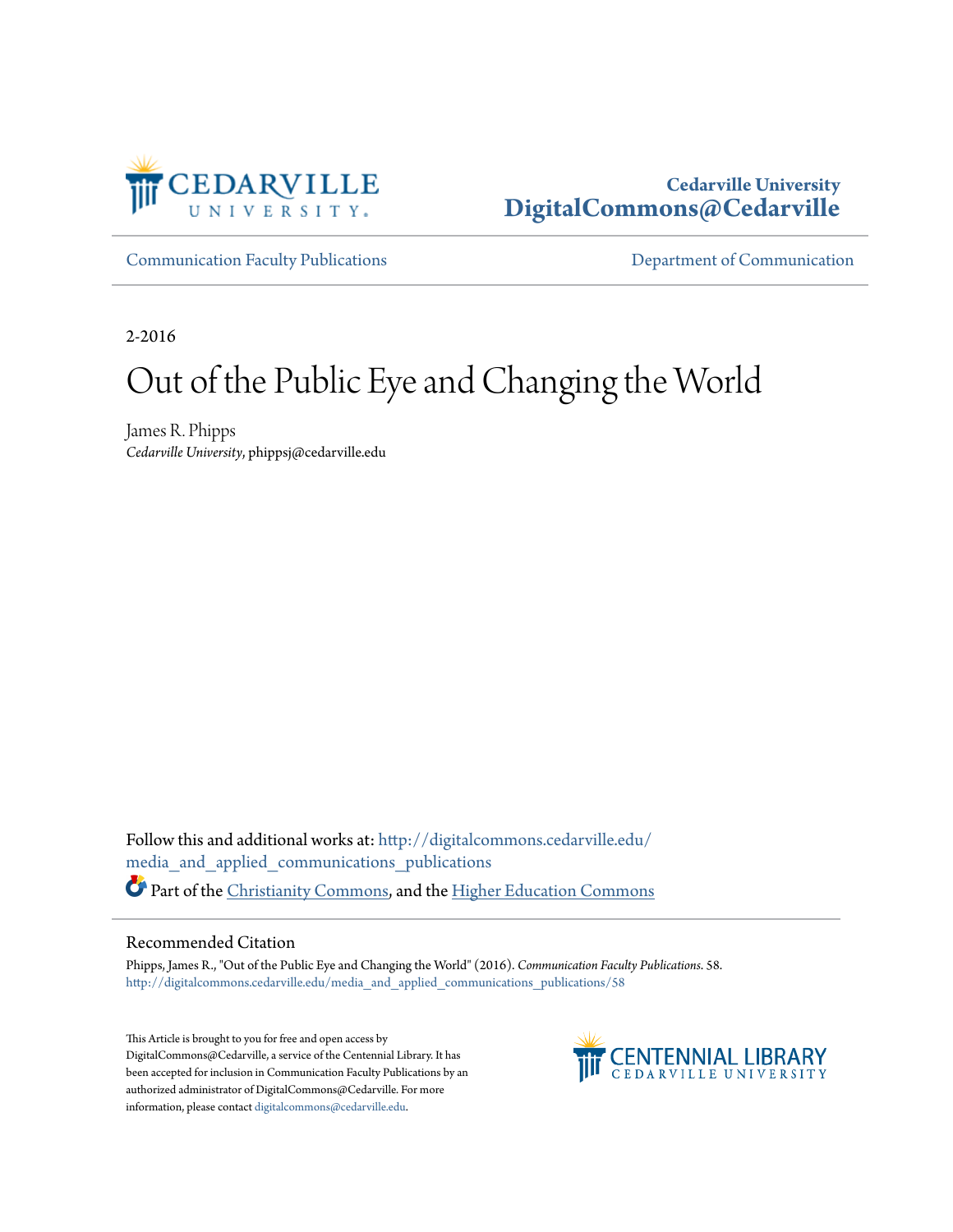Cedarville University
DigitalCommons@Cedarville

Communication Faculty Publications | Department of Communication

2-2016

# Out of the Public Eye and Changing the World

James R. Phipps
*Cedarville University*, phippsj@cedarville.edu

Follow this and additional works at: http://digitalcommons.cedarville.edu/media_and_applied_communications_publications

Part of the Christianity Commons, and the Higher Education Commons

## Recommended Citation

Phipps, James R., "Out of the Public Eye and Changing the World" (2016). *Communication Faculty Publications*. 58.
http://digitalcommons.cedarville.edu/media_and_applied_communications_publications/58

This Article is brought to you for free and open access by DigitalCommons@Cedarville, a service of the Centennial Library. It has been accepted for inclusion in Communication Faculty Publications by an authorized administrator of DigitalCommons@Cedarville. For more information, please contact digitalcommons@cedarville.edu.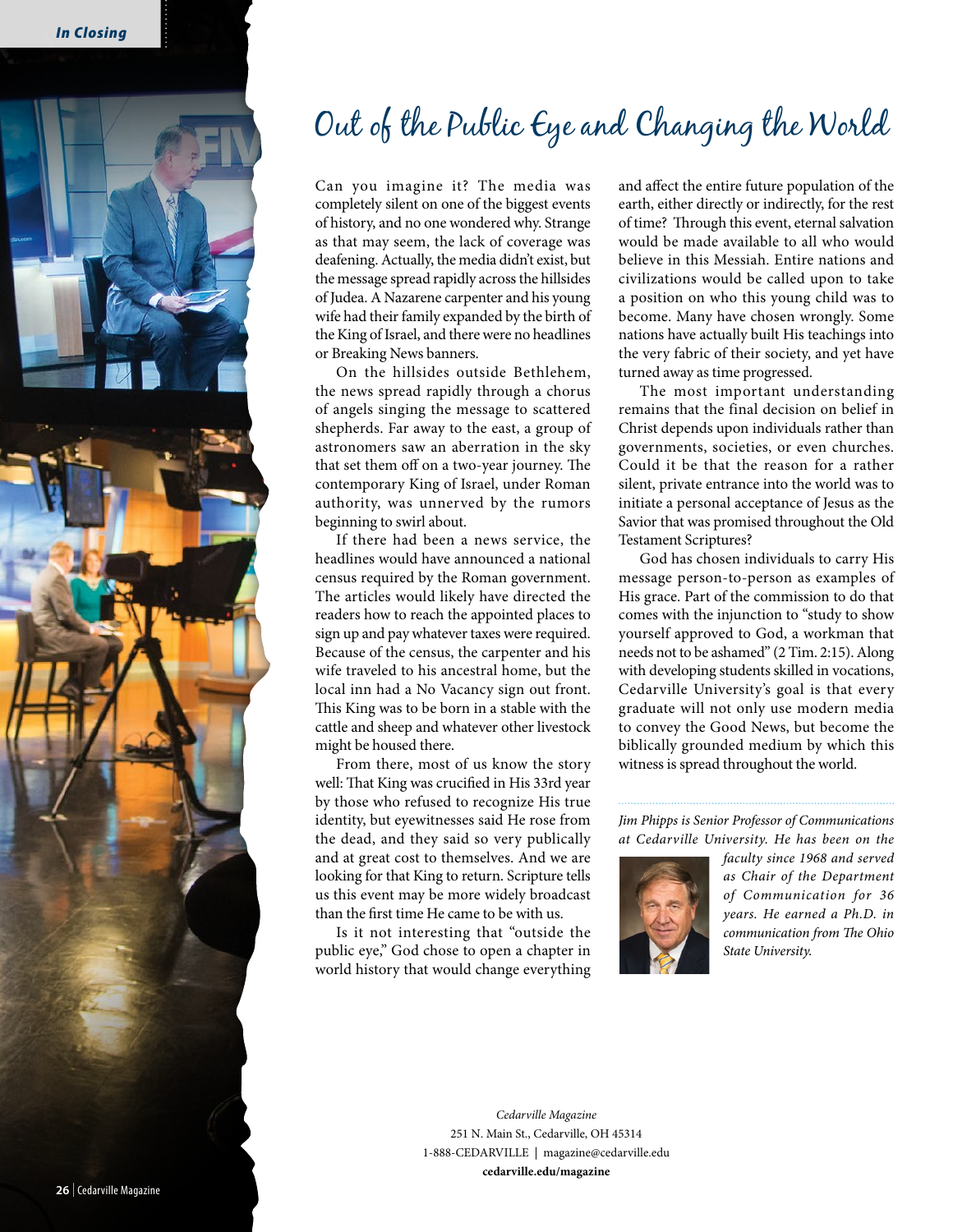# Out of the Public Eye and Changing the World

Can you imagine it? The media was completely silent on one of the biggest events of history, and no one wondered why. Strange as that may seem, the lack of coverage was deafening. Actually, the media didn't exist, but the message spread rapidly across the hillsides of Judea. A Nazarene carpenter and his young wife had their family expanded by the birth of the King of Israel, and there were no headlines or Breaking News banners.

On the hillsides outside Bethlehem, the news spread rapidly through a chorus of angels singing the message to scattered shepherds. Far away to the east, a group of astronomers saw an aberration in the sky that set them off on a two-year journey. The contemporary King of Israel, under Roman authority, was unnerved by the rumors beginning to swirl about.

If there had been a news service, the headlines would have announced a national census required by the Roman government. The articles would likely have directed the readers how to reach the appointed places to sign up and pay whatever taxes were required. Because of the census, the carpenter and his wife traveled to his ancestral home, but the local inn had a No Vacancy sign out front. This King was to be born in a stable with the cattle and sheep and whatever other livestock might be housed there.

From there, most of us know the story well: That King was crucified in His 33rd year by those who refused to recognize His true identity, but eyewitnesses said He rose from the dead, and they said so very publically and at great cost to themselves. And we are looking for that King to return. Scripture tells us this event may be more widely broadcast than the first time He came to be with us.

Is it not interesting that "outside the public eye," God chose to open a chapter in world history that would change everything and affect the entire future population of the earth, either directly or indirectly, for the rest of time? Through this event, eternal salvation would be made available to all who would believe in this Messiah. Entire nations and civilizations would be called upon to take a position on who this young child was to become. Many have chosen wrongly. Some nations have actually built His teachings into the very fabric of their society, and yet have turned away as time progressed.

The most important understanding remains that the final decision on belief in Christ depends upon individuals rather than governments, societies, or even churches. Could it be that the reason for a rather silent, private entrance into the world was to initiate a personal acceptance of Jesus as the Savior that was promised throughout the Old Testament Scriptures?

God has chosen individuals to carry His message person-to-person as examples of His grace. Part of the commission to do that comes with the injunction to "study to show yourself approved to God, a workman that needs not to be ashamed" (2 Tim. 2:15). Along with developing students skilled in vocations, Cedarville University's goal is that every graduate will not only use modern media to convey the Good News, but become the biblically grounded medium by which this witness is spread throughout the world.

---

*Jim Phipps is Senior Professor of Communications at Cedarville University. He has been on the faculty since 1968 and served as Chair of the Department of Communication for 36 years. He earned a Ph.D. in communication from The Ohio State University.*

*Cedarville Magazine*
251 N. Main St., Cedarville, OH 45314
1-888-CEDARVILLE | magazine@cedarville.edu
**cedarville.edu/magazine**